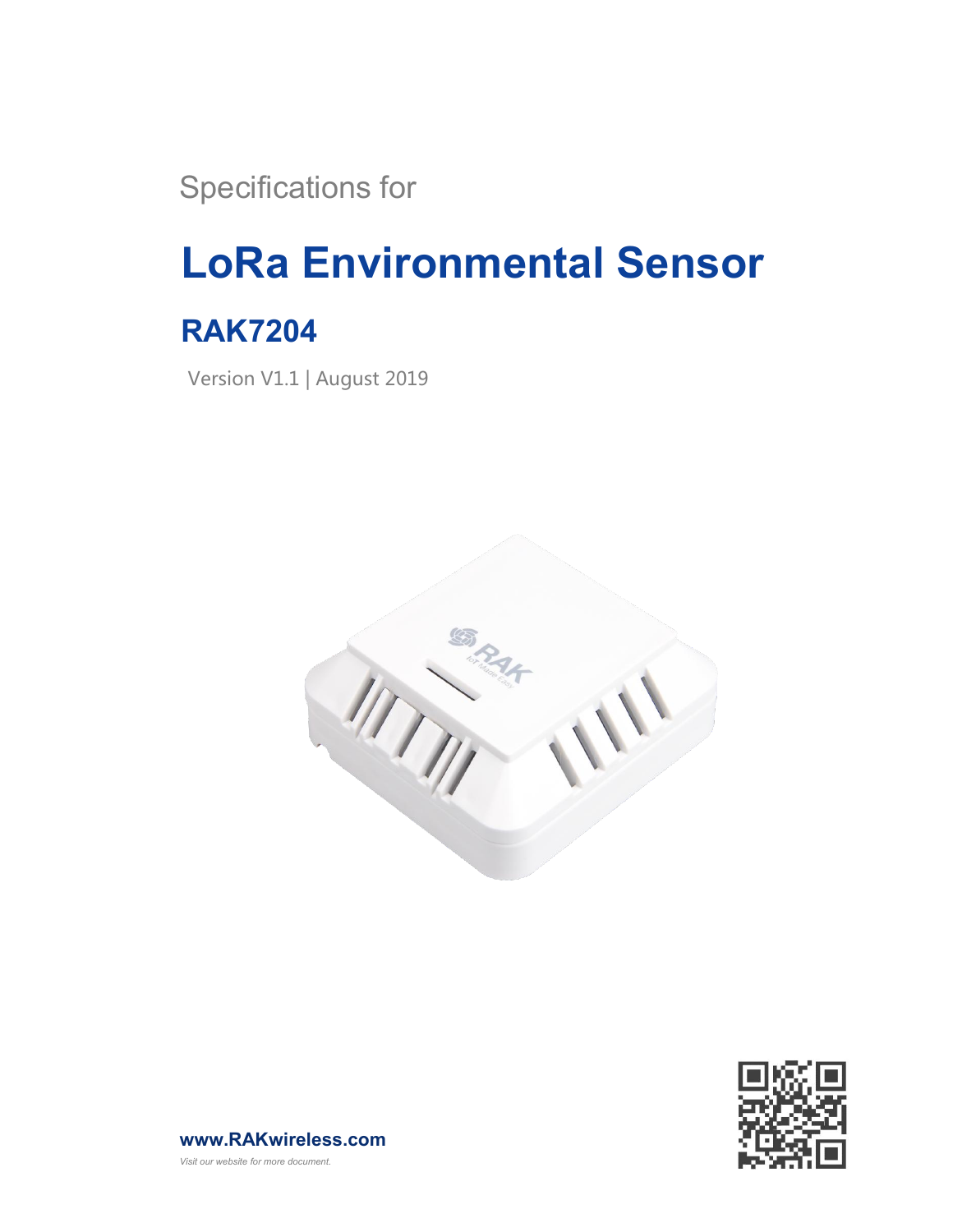Specifications for

# LoRa Environmental Sensor

## RAK7204

Version V1.1 | August 2019

**www.RAKwireless.com**

*Visit our website for more document.*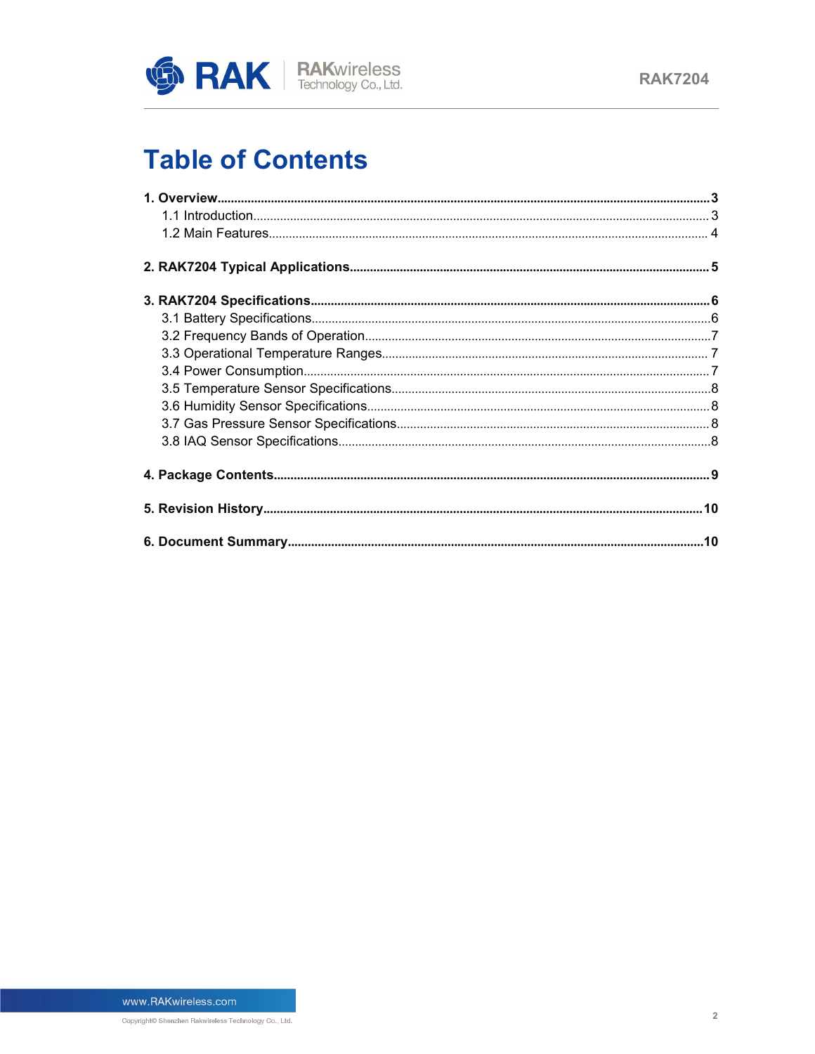# Table of Contents

**1. Overview**......3
- 1.1 Introduction......3
- 1.2 Main Features......4

**2. RAK7204 Typical Applications**......5

**3. RAK7204 Specifications**......6
- 3.1 Battery Specifications......6
- 3.2 Frequency Bands of Operation......7
- 3.3 Operational Temperature Ranges......7
- 3.4 Power Consumption......7
- 3.5 Temperature Sensor Specifications......8
- 3.6 Humidity Sensor Specifications......8
- 3.7 Gas Pressure Sensor Specifications......8
- 3.8 IAQ Sensor Specifications......8

**4. Package Contents**......9

**5. Revision History**......10

**6. Document Summary**......10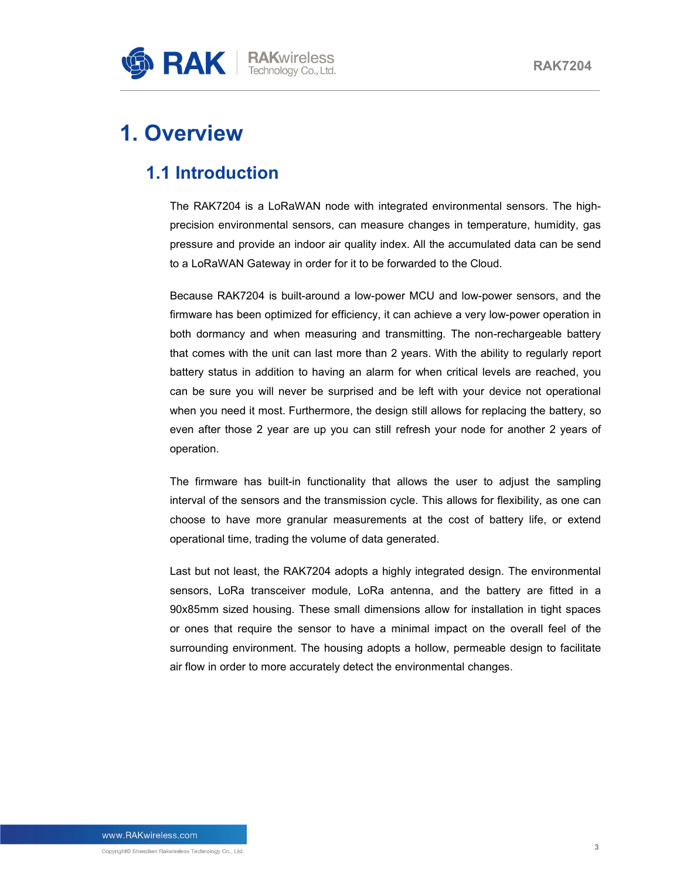# 1. Overview

## 1.1 Introduction

The RAK7204 is a LoRaWAN node with integrated environmental sensors. The high-precision environmental sensors, can measure changes in temperature, humidity, gas pressure and provide an indoor air quality index. All the accumulated data can be send to a LoRaWAN Gateway in order for it to be forwarded to the Cloud.

Because RAK7204 is built-around a low-power MCU and low-power sensors, and the firmware has been optimized for efficiency, it can achieve a very low-power operation in both dormancy and when measuring and transmitting. The non-rechargeable battery that comes with the unit can last more than 2 years. With the ability to regularly report battery status in addition to having an alarm for when critical levels are reached, you can be sure you will never be surprised and be left with your device not operational when you need it most. Furthermore, the design still allows for replacing the battery, so even after those 2 year are up you can still refresh your node for another 2 years of operation.

The firmware has built-in functionality that allows the user to adjust the sampling interval of the sensors and the transmission cycle. This allows for flexibility, as one can choose to have more granular measurements at the cost of battery life, or extend operational time, trading the volume of data generated.

Last but not least, the RAK7204 adopts a highly integrated design. The environmental sensors, LoRa transceiver module, LoRa antenna, and the battery are fitted in a 90x85mm sized housing. These small dimensions allow for installation in tight spaces or ones that require the sensor to have a minimal impact on the overall feel of the surrounding environment. The housing adopts a hollow, permeable design to facilitate air flow in order to more accurately detect the environmental changes.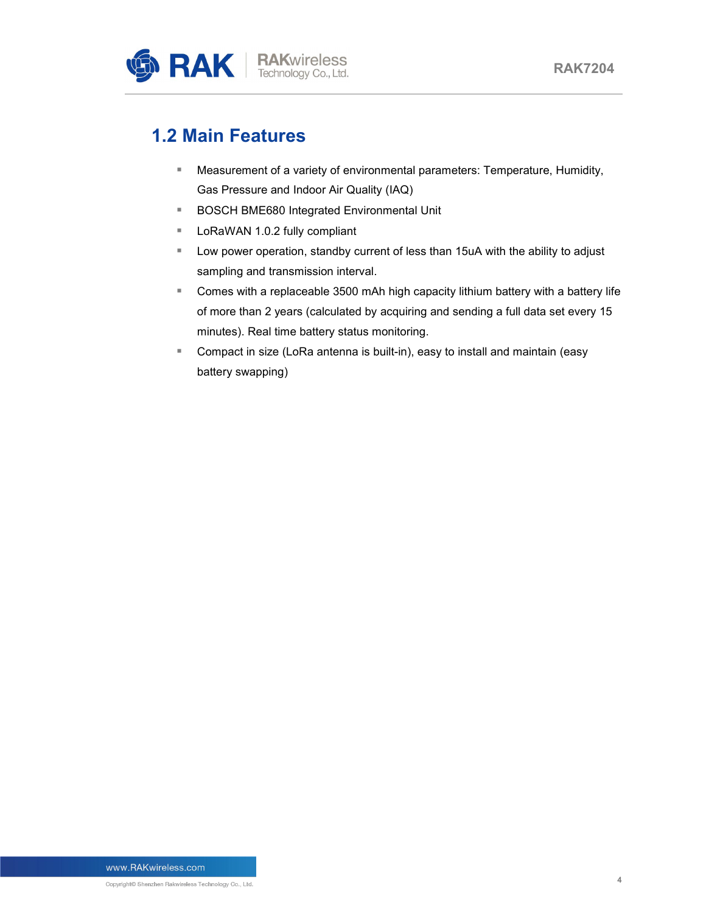## 1.2 Main Features

- Measurement of a variety of environmental parameters: Temperature, Humidity, Gas Pressure and Indoor Air Quality (IAQ)
- BOSCH BME680 Integrated Environmental Unit
- LoRaWAN 1.0.2 fully compliant
- Low power operation, standby current of less than 15uA with the ability to adjust sampling and transmission interval.
- Comes with a replaceable 3500 mAh high capacity lithium battery with a battery life of more than 2 years (calculated by acquiring and sending a full data set every 15 minutes). Real time battery status monitoring.
- Compact in size (LoRa antenna is built-in), easy to install and maintain (easy battery swapping)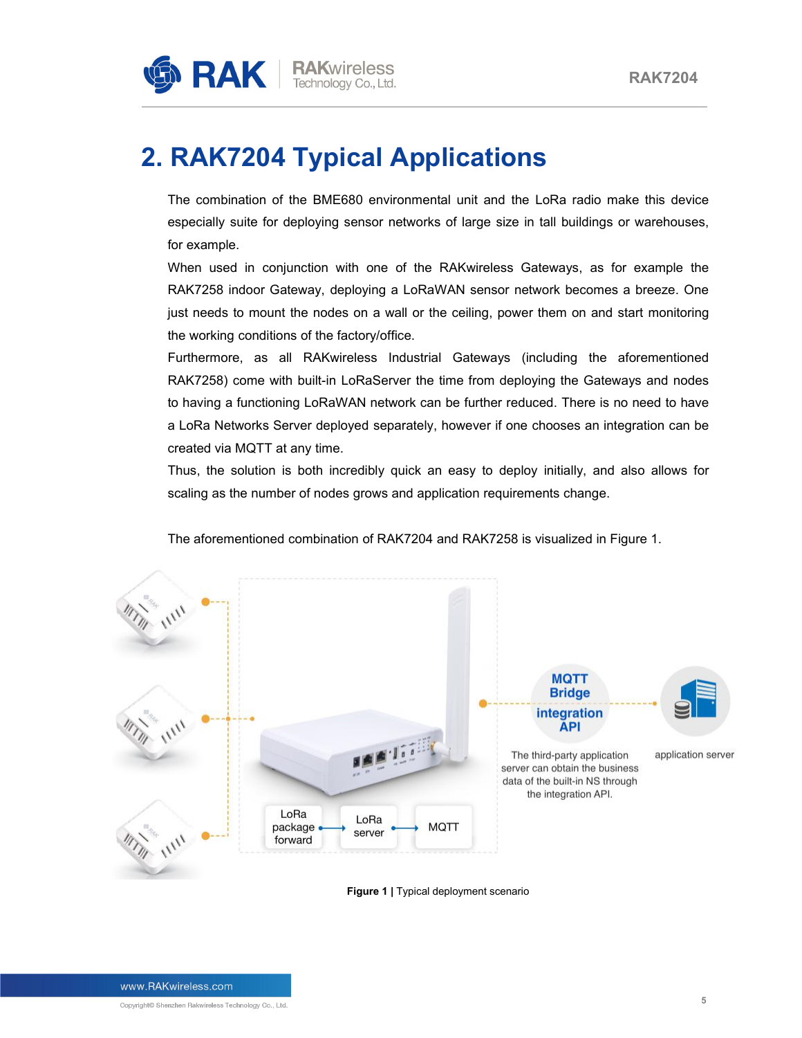# 2. RAK7204 Typical Applications

The combination of the BME680 environmental unit and the LoRa radio make this device especially suite for deploying sensor networks of large size in tall buildings or warehouses, for example.

When used in conjunction with one of the RAKwireless Gateways, as for example the RAK7258 indoor Gateway, deploying a LoRaWAN sensor network becomes a breeze. One just needs to mount the nodes on a wall or the ceiling, power them on and start monitoring the working conditions of the factory/office.

Furthermore, as all RAKwireless Industrial Gateways (including the aforementioned RAK7258) come with built-in LoRaServer the time from deploying the Gateways and nodes to having a functioning LoRaWAN network can be further reduced. There is no need to have a LoRa Networks Server deployed separately, however if one chooses an integration can be created via MQTT at any time.

Thus, the solution is both incredibly quick an easy to deploy initially, and also allows for scaling as the number of nodes grows and application requirements change.

The aforementioned combination of RAK7204 and RAK7258 is visualized in Figure 1.

**Figure 1 |** Typical deployment scenario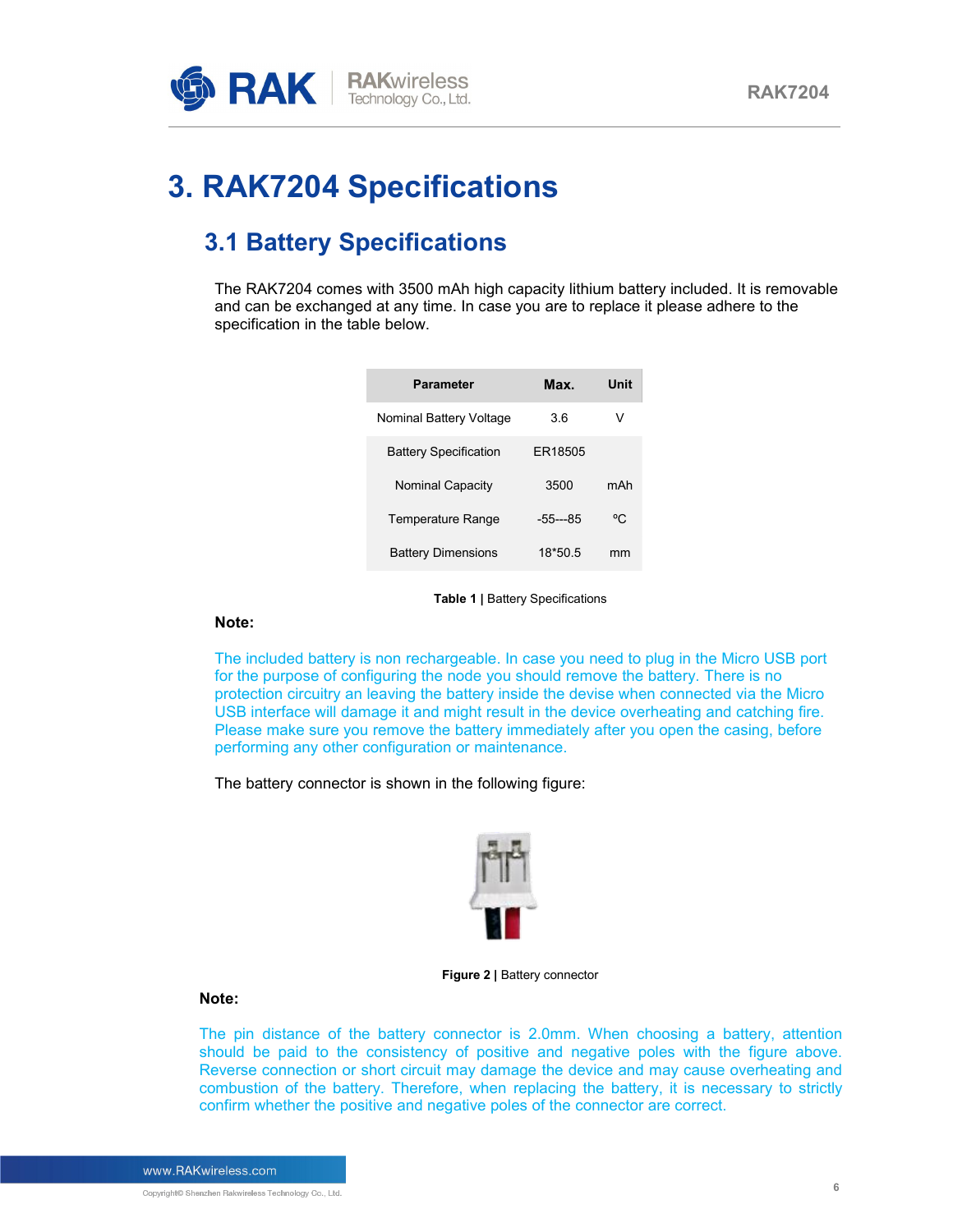# 3. RAK7204 Specifications

## 3.1 Battery Specifications

The RAK7204 comes with 3500 mAh high capacity lithium battery included. It is removable and can be exchanged at any time. In case you are to replace it please adhere to the specification in the table below.

| Parameter | Max. | Unit |
| --- | --- | --- |
| Nominal Battery Voltage | 3.6 | V |
| Battery Specification | ER18505 | |
| Nominal Capacity | 3500 | mAh |
| Temperature Range | -55---85 | ºC |
| Battery Dimensions | 18*50.5 | mm |

**Table 1 |** Battery Specifications

**Note:**

The included battery is non rechargeable. In case you need to plug in the Micro USB port for the purpose of configuring the node you should remove the battery. There is no protection circuitry an leaving the battery inside the devise when connected via the Micro USB interface will damage it and might result in the device overheating and catching fire. Please make sure you remove the battery immediately after you open the casing, before performing any other configuration or maintenance.

The battery connector is shown in the following figure:

**Figure 2 |** Battery connector

**Note:**

The pin distance of the battery connector is 2.0mm. When choosing a battery, attention should be paid to the consistency of positive and negative poles with the figure above. Reverse connection or short circuit may damage the device and may cause overheating and combustion of the battery. Therefore, when replacing the battery, it is necessary to strictly confirm whether the positive and negative poles of the connector are correct.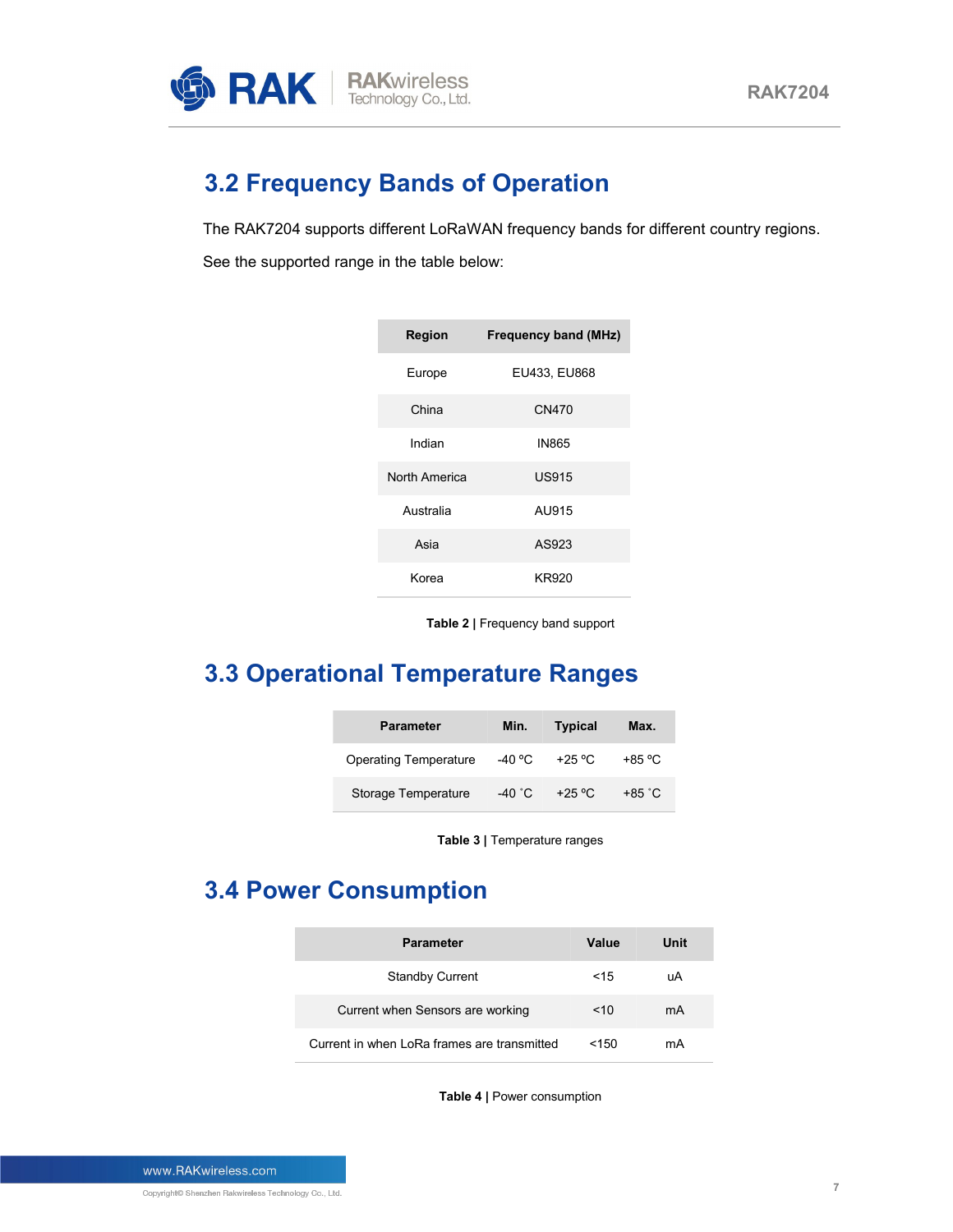## 3.2 Frequency Bands of Operation

The RAK7204 supports different LoRaWAN frequency bands for different country regions. See the supported range in the table below:

| Region | Frequency band (MHz) |
|---|---|
| Europe | EU433, EU868 |
| China | CN470 |
| Indian | IN865 |
| North America | US915 |
| Australia | AU915 |
| Asia | AS923 |
| Korea | KR920 |

**Table 2 |** Frequency band support

## 3.3 Operational Temperature Ranges

| Parameter | Min. | Typical | Max. |
|---|---|---|---|
| Operating Temperature | -40 ºC | +25 ºC | +85 ºC |
| Storage Temperature | -40 ˚C | +25 ºC | +85 ˚C |

**Table 3 |** Temperature ranges

## 3.4 Power Consumption

| Parameter | Value | Unit |
|---|---|---|
| Standby Current | <15 | uA |
| Current when Sensors are working | <10 | mA |
| Current in when LoRa frames are transmitted | <150 | mA |

**Table 4 |** Power consumption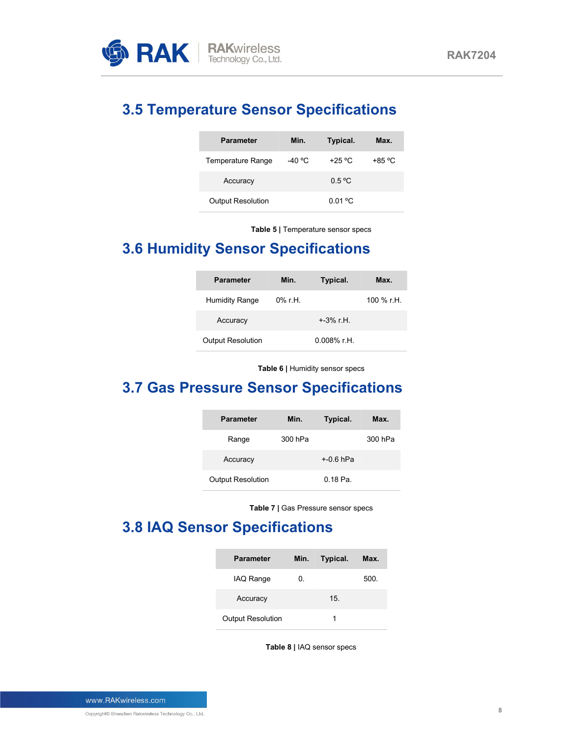## 3.5 Temperature Sensor Specifications

| Parameter | Min. | Typical. | Max. |
|---|---|---|---|
| Temperature Range | -40 ºC | +25 ºC | +85 ºC |
| Accuracy | | 0.5 ºC | |
| Output Resolution | | 0.01 ºC | |

**Table 5 |** Temperature sensor specs

## 3.6 Humidity Sensor Specifications

| Parameter | Min. | Typical. | Max. |
|---|---|---|---|
| Humidity Range | 0% r.H. | | 100 % r.H. |
| Accuracy | | +-3% r.H. | |
| Output Resolution | | 0.008% r.H. | |

**Table 6 |** Humidity sensor specs

## 3.7 Gas Pressure Sensor Specifications

| Parameter | Min. | Typical. | Max. |
|---|---|---|---|
| Range | 300 hPa | | 300 hPa |
| Accuracy | | +-0.6 hPa | |
| Output Resolution | | 0.18 Pa. | |

**Table 7 |** Gas Pressure sensor specs

## 3.8 IAQ Sensor Specifications

| Parameter | Min. | Typical. | Max. |
|---|---|---|---|
| IAQ Range | 0. | | 500. |
| Accuracy | | 15. | |
| Output Resolution | | 1 | |

**Table 8 |** IAQ sensor specs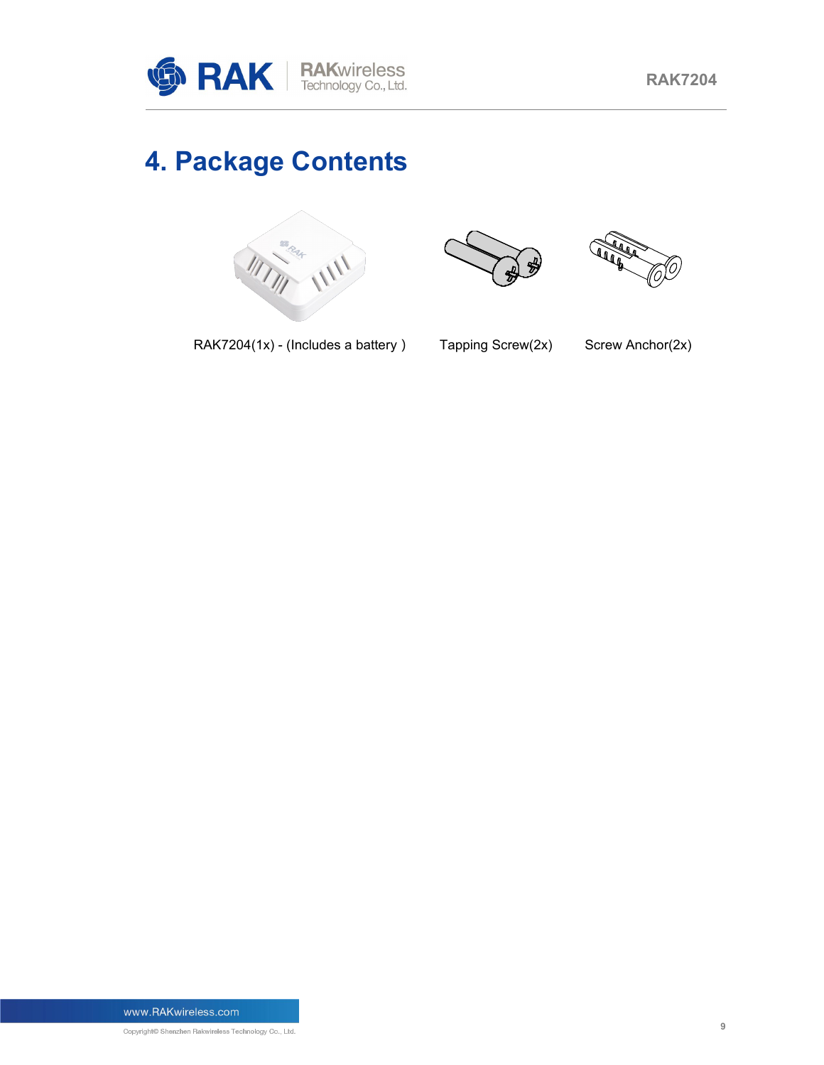# 4. Package Contents

RAK7204(1x) - (Includes a battery )    Tapping Screw(2x)    Screw Anchor(2x)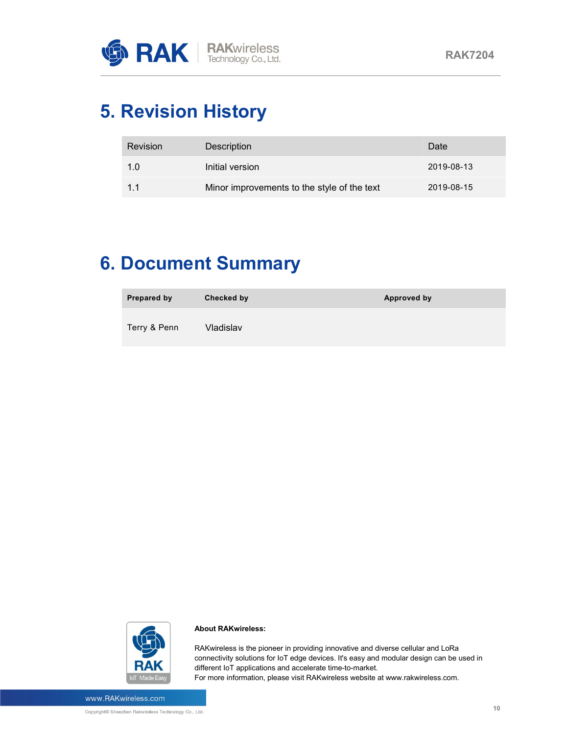# 5. Revision History

| Revision | Description | Date |
|---|---|---|
| 1.0 | Initial version | 2019-08-13 |
| 1.1 | Minor improvements to the style of the text | 2019-08-15 |

# 6. Document Summary

| Prepared by | Checked by | Approved by |
|---|---|---|
| Terry & Penn | Vladislav | |

**About RAKwireless:**

RAKwireless is the pioneer in providing innovative and diverse cellular and LoRa connectivity solutions for IoT edge devices. It's easy and modular design can be used in different IoT applications and accelerate time-to-market.
For more information, please visit RAKwireless website at www.rakwireless.com.